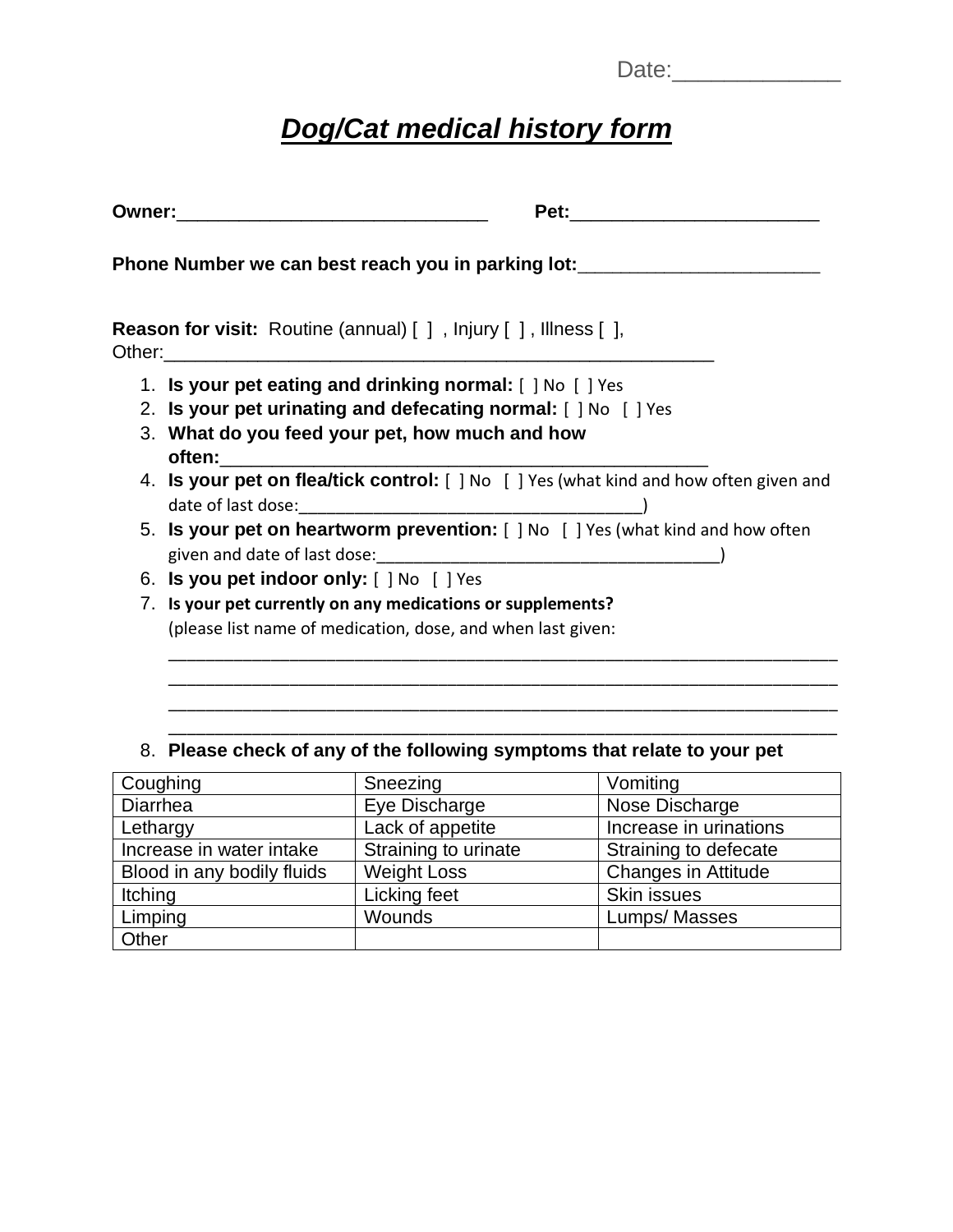Date:_____________

# ***Dog/Cat medical history form***

**Owner:**______________________________ **Pet:**________________________

**Phone Number we can best reach you in parking lot:**________________________

**Reason for visit:** Routine (annual) [ ] , Injury [ ] , Illness [ ], Other:______________________________________________________

1. **Is your pet eating and drinking normal:** [ ] No [ ] Yes
2. **Is your pet urinating and defecating normal:** [ ] No [ ] Yes
3. **What do you feed your pet, how much and how often:**________________________________________________
4. **Is your pet on flea/tick control:** [ ] No [ ] Yes (what kind and how often given and date of last dose:_____________________________________)
5. **Is your pet on heartworm prevention:** [ ] No [ ] Yes (what kind and how often given and date of last dose:_____________________________________)
6. **Is you pet indoor only:** [ ] No [ ] Yes
7. **Is your pet currently on any medications or supplements?** (please list name of medication, dose, and when last given:
   _________________________________________________________________
   _________________________________________________________________
   _________________________________________________________________
   _________________________________________________________________
8. **Please check of any of the following symptoms that relate to your pet**

| Coughing | Sneezing | Vomiting |
|---|---|---|
| Diarrhea | Eye Discharge | Nose Discharge |
| Lethargy | Lack of appetite | Increase in urinations |
| Increase in water intake | Straining to urinate | Straining to defecate |
| Blood in any bodily fluids | Weight Loss | Changes in Attitude |
| Itching | Licking feet | Skin issues |
| Limping | Wounds | Lumps/ Masses |
| Other | | |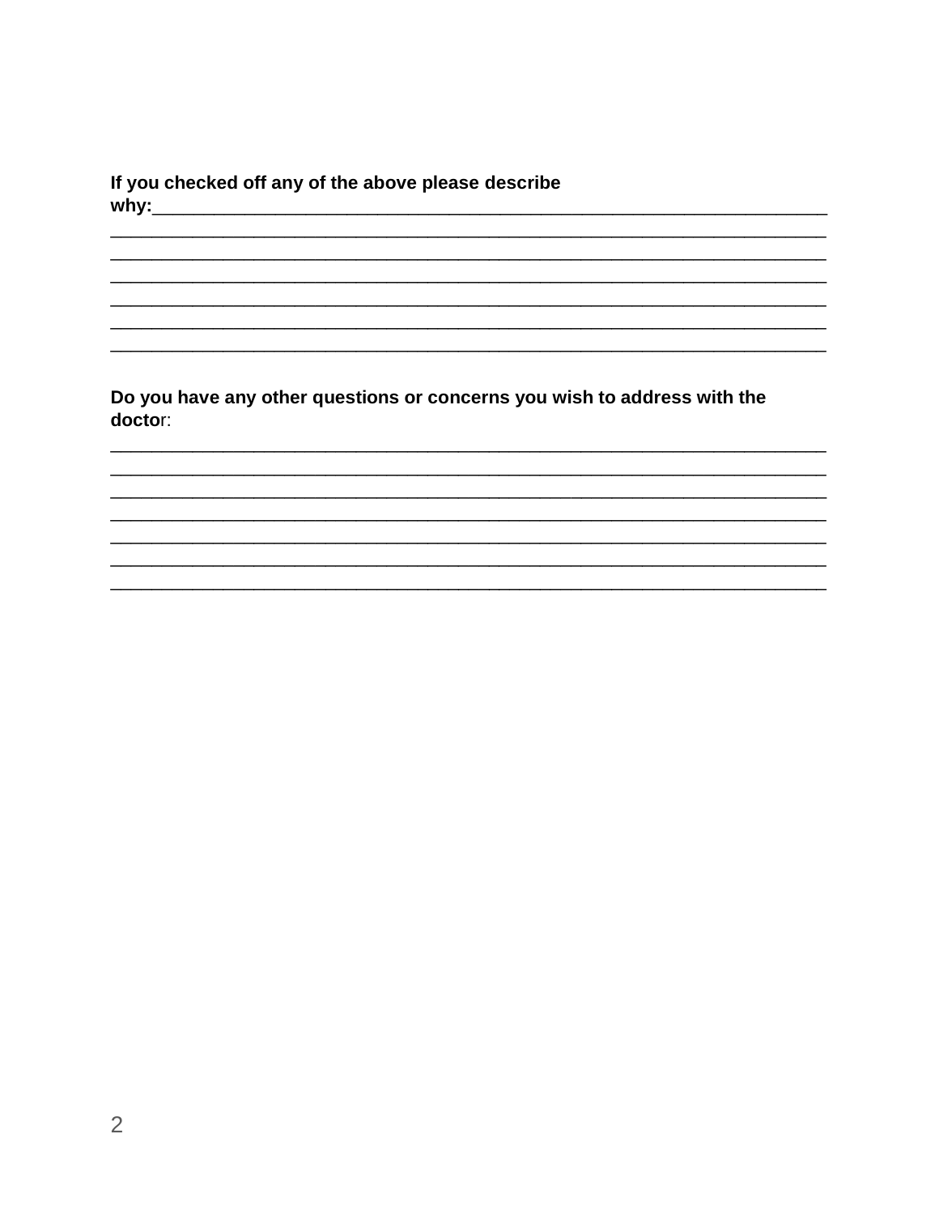**If you checked off any of the above please describe why:**______________________________________________________________________
______________________________________________________________________
______________________________________________________________________
______________________________________________________________________
______________________________________________________________________
______________________________________________________________________
______________________________________________________________________

**Do you have any other questions or concerns you wish to address with the doctor:**
______________________________________________________________________
______________________________________________________________________
______________________________________________________________________
______________________________________________________________________
______________________________________________________________________
______________________________________________________________________
______________________________________________________________________